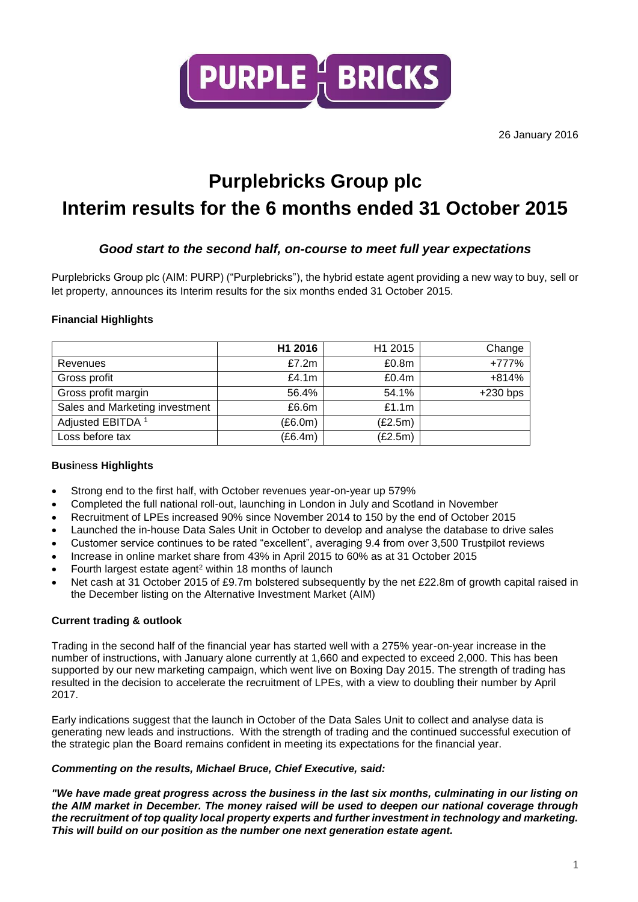PURPLE BRICKS

26 January 2016

# Purplebricks Group plc
# Interim results for the 6 months ended 31 October 2015

## *Good start to the second half, on-course to meet full year expectations*

Purplebricks Group plc (AIM: PURP) ("Purplebricks"), the hybrid estate agent providing a new way to buy, sell or let property, announces its Interim results for the six months ended 31 October 2015.

### Financial Highlights

| | H1 2016 | H1 2015 | Change |
|---|---|---|---|
| Revenues | £7.2m | £0.8m | +777% |
| Gross profit | £4.1m | £0.4m | +814% |
| Gross profit margin | 56.4% | 54.1% | +230 bps |
| Sales and Marketing investment | £6.6m | £1.1m | |
| Adjusted EBITDA [1] | (£6.0m) | (£2.5m) | |
| Loss before tax | (£6.4m) | (£2.5m) | |

### Business Highlights

- Strong end to the first half, with October revenues year-on-year up 579%
- Completed the full national roll-out, launching in London in July and Scotland in November
- Recruitment of LPEs increased 90% since November 2014 to 150 by the end of October 2015
- Launched the in-house Data Sales Unit in October to develop and analyse the database to drive sales
- Customer service continues to be rated "excellent", averaging 9.4 from over 3,500 Trustpilot reviews
- Increase in online market share from 43% in April 2015 to 60% as at 31 October 2015
- Fourth largest estate agent[2] within 18 months of launch
- Net cash at 31 October 2015 of £9.7m bolstered subsequently by the net £22.8m of growth capital raised in the December listing on the Alternative Investment Market (AIM)

### Current trading & outlook

Trading in the second half of the financial year has started well with a 275% year-on-year increase in the number of instructions, with January alone currently at 1,660 and expected to exceed 2,000. This has been supported by our new marketing campaign, which went live on Boxing Day 2015. The strength of trading has resulted in the decision to accelerate the recruitment of LPEs, with a view to doubling their number by April 2017.

Early indications suggest that the launch in October of the Data Sales Unit to collect and analyse data is generating new leads and instructions. With the strength of trading and the continued successful execution of the strategic plan the Board remains confident in meeting its expectations for the financial year.

***Commenting on the results, Michael Bruce, Chief Executive, said:***

***"We have made great progress across the business in the last six months, culminating in our listing on the AIM market in December. The money raised will be used to deepen our national coverage through the recruitment of top quality local property experts and further investment in technology and marketing. This will build on our position as the number one next generation estate agent.***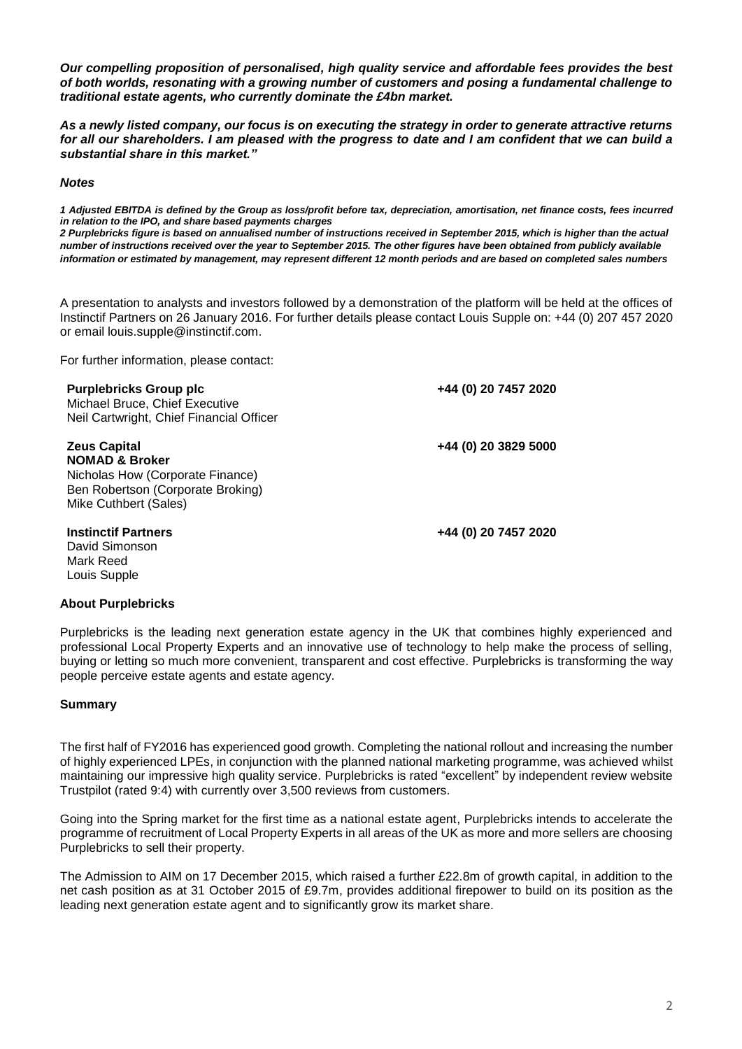***Our compelling proposition of personalised, high quality service and affordable fees provides the best of both worlds, resonating with a growing number of customers and posing a fundamental challenge to traditional estate agents, who currently dominate the £4bn market.***

***As a newly listed company, our focus is on executing the strategy in order to generate attractive returns for all our shareholders. I am pleased with the progress to date and I am confident that we can build a substantial share in this market."***

***Notes***

***1 Adjusted EBITDA is defined by the Group as loss/profit before tax, depreciation, amortisation, net finance costs, fees incurred in relation to the IPO, and share based payments charges***
***2 Purplebricks figure is based on annualised number of instructions received in September 2015, which is higher than the actual number of instructions received over the year to September 2015. The other figures have been obtained from publicly available information or estimated by management, may represent different 12 month periods and are based on completed sales numbers***

A presentation to analysts and investors followed by a demonstration of the platform will be held at the offices of Instinctif Partners on 26 January 2016. For further details please contact Louis Supple on: +44 (0) 207 457 2020 or email louis.supple@instinctif.com.

For further information, please contact:

| | |
|---|---|
| **Purplebricks Group plc**<br>Michael Bruce, Chief Executive<br>Neil Cartwright, Chief Financial Officer | **+44 (0) 20 7457 2020** |
| **Zeus Capital**<br>**NOMAD & Broker**<br>Nicholas How (Corporate Finance)<br>Ben Robertson (Corporate Broking)<br>Mike Cuthbert (Sales) | **+44 (0) 20 3829 5000** |
| **Instinctif Partners**<br>David Simonson<br>Mark Reed<br>Louis Supple | **+44 (0) 20 7457 2020** |

**About Purplebricks**

Purplebricks is the leading next generation estate agency in the UK that combines highly experienced and professional Local Property Experts and an innovative use of technology to help make the process of selling, buying or letting so much more convenient, transparent and cost effective. Purplebricks is transforming the way people perceive estate agents and estate agency.

**Summary**

The first half of FY2016 has experienced good growth. Completing the national rollout and increasing the number of highly experienced LPEs, in conjunction with the planned national marketing programme, was achieved whilst maintaining our impressive high quality service. Purplebricks is rated "excellent" by independent review website Trustpilot (rated 9:4) with currently over 3,500 reviews from customers.

Going into the Spring market for the first time as a national estate agent, Purplebricks intends to accelerate the programme of recruitment of Local Property Experts in all areas of the UK as more and more sellers are choosing Purplebricks to sell their property.

The Admission to AIM on 17 December 2015, which raised a further £22.8m of growth capital, in addition to the net cash position as at 31 October 2015 of £9.7m, provides additional firepower to build on its position as the leading next generation estate agent and to significantly grow its market share.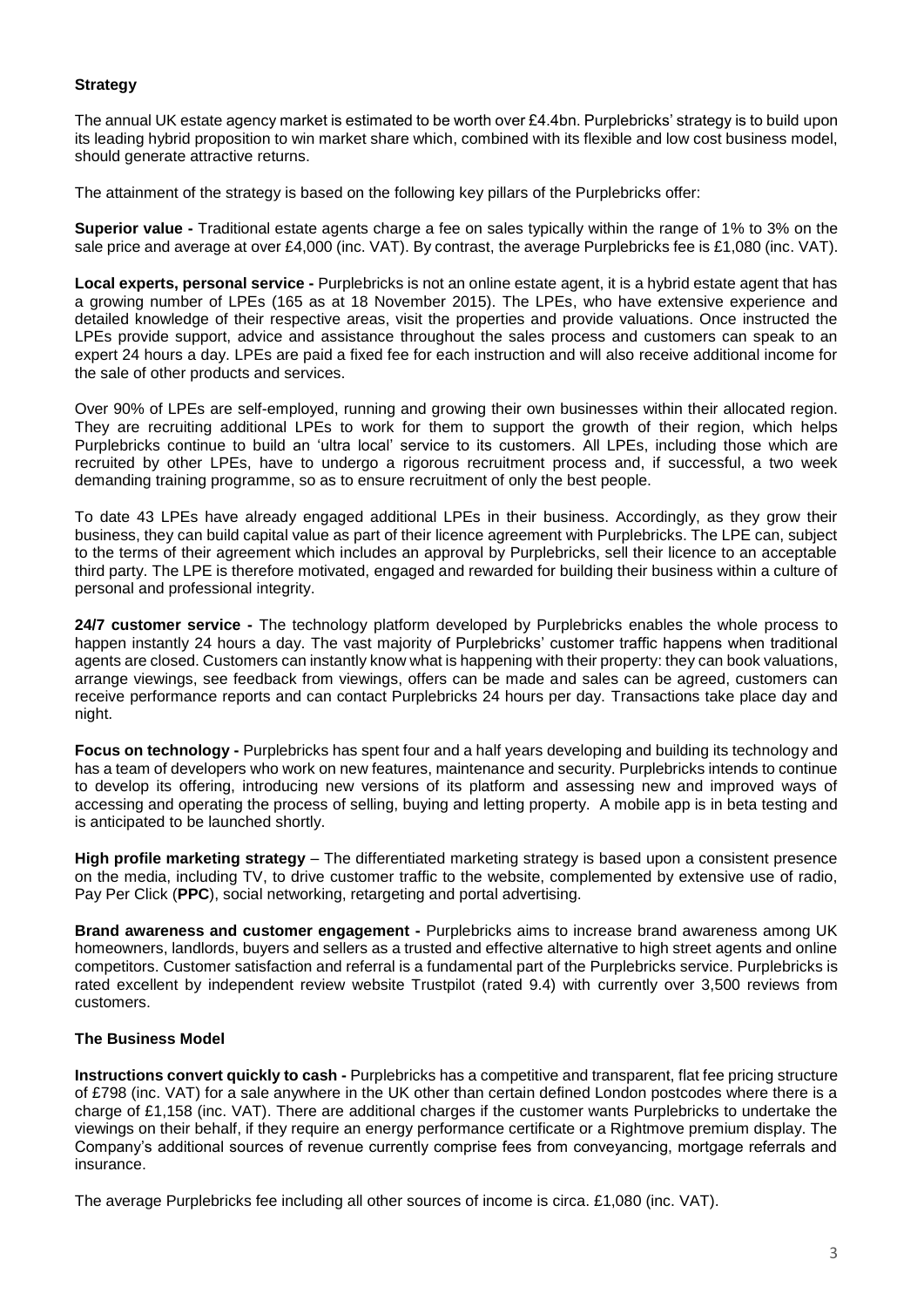## Strategy

The annual UK estate agency market is estimated to be worth over £4.4bn. Purplebricks' strategy is to build upon its leading hybrid proposition to win market share which, combined with its flexible and low cost business model, should generate attractive returns.

The attainment of the strategy is based on the following key pillars of the Purplebricks offer:

**Superior value -** Traditional estate agents charge a fee on sales typically within the range of 1% to 3% on the sale price and average at over £4,000 (inc. VAT). By contrast, the average Purplebricks fee is £1,080 (inc. VAT).

**Local experts, personal service -** Purplebricks is not an online estate agent, it is a hybrid estate agent that has a growing number of LPEs (165 as at 18 November 2015). The LPEs, who have extensive experience and detailed knowledge of their respective areas, visit the properties and provide valuations. Once instructed the LPEs provide support, advice and assistance throughout the sales process and customers can speak to an expert 24 hours a day. LPEs are paid a fixed fee for each instruction and will also receive additional income for the sale of other products and services.

Over 90% of LPEs are self-employed, running and growing their own businesses within their allocated region. They are recruiting additional LPEs to work for them to support the growth of their region, which helps Purplebricks continue to build an 'ultra local' service to its customers. All LPEs, including those which are recruited by other LPEs, have to undergo a rigorous recruitment process and, if successful, a two week demanding training programme, so as to ensure recruitment of only the best people.

To date 43 LPEs have already engaged additional LPEs in their business. Accordingly, as they grow their business, they can build capital value as part of their licence agreement with Purplebricks. The LPE can, subject to the terms of their agreement which includes an approval by Purplebricks, sell their licence to an acceptable third party. The LPE is therefore motivated, engaged and rewarded for building their business within a culture of personal and professional integrity.

**24/7 customer service -** The technology platform developed by Purplebricks enables the whole process to happen instantly 24 hours a day. The vast majority of Purplebricks' customer traffic happens when traditional agents are closed. Customers can instantly know what is happening with their property: they can book valuations, arrange viewings, see feedback from viewings, offers can be made and sales can be agreed, customers can receive performance reports and can contact Purplebricks 24 hours per day. Transactions take place day and night.

**Focus on technology -** Purplebricks has spent four and a half years developing and building its technology and has a team of developers who work on new features, maintenance and security. Purplebricks intends to continue to develop its offering, introducing new versions of its platform and assessing new and improved ways of accessing and operating the process of selling, buying and letting property. A mobile app is in beta testing and is anticipated to be launched shortly.

**High profile marketing strategy** – The differentiated marketing strategy is based upon a consistent presence on the media, including TV, to drive customer traffic to the website, complemented by extensive use of radio, Pay Per Click (**PPC**), social networking, retargeting and portal advertising.

**Brand awareness and customer engagement -** Purplebricks aims to increase brand awareness among UK homeowners, landlords, buyers and sellers as a trusted and effective alternative to high street agents and online competitors. Customer satisfaction and referral is a fundamental part of the Purplebricks service. Purplebricks is rated excellent by independent review website Trustpilot (rated 9.4) with currently over 3,500 reviews from customers.

## The Business Model

**Instructions convert quickly to cash -** Purplebricks has a competitive and transparent, flat fee pricing structure of £798 (inc. VAT) for a sale anywhere in the UK other than certain defined London postcodes where there is a charge of £1,158 (inc. VAT). There are additional charges if the customer wants Purplebricks to undertake the viewings on their behalf, if they require an energy performance certificate or a Rightmove premium display. The Company's additional sources of revenue currently comprise fees from conveyancing, mortgage referrals and insurance.

The average Purplebricks fee including all other sources of income is circa. £1,080 (inc. VAT).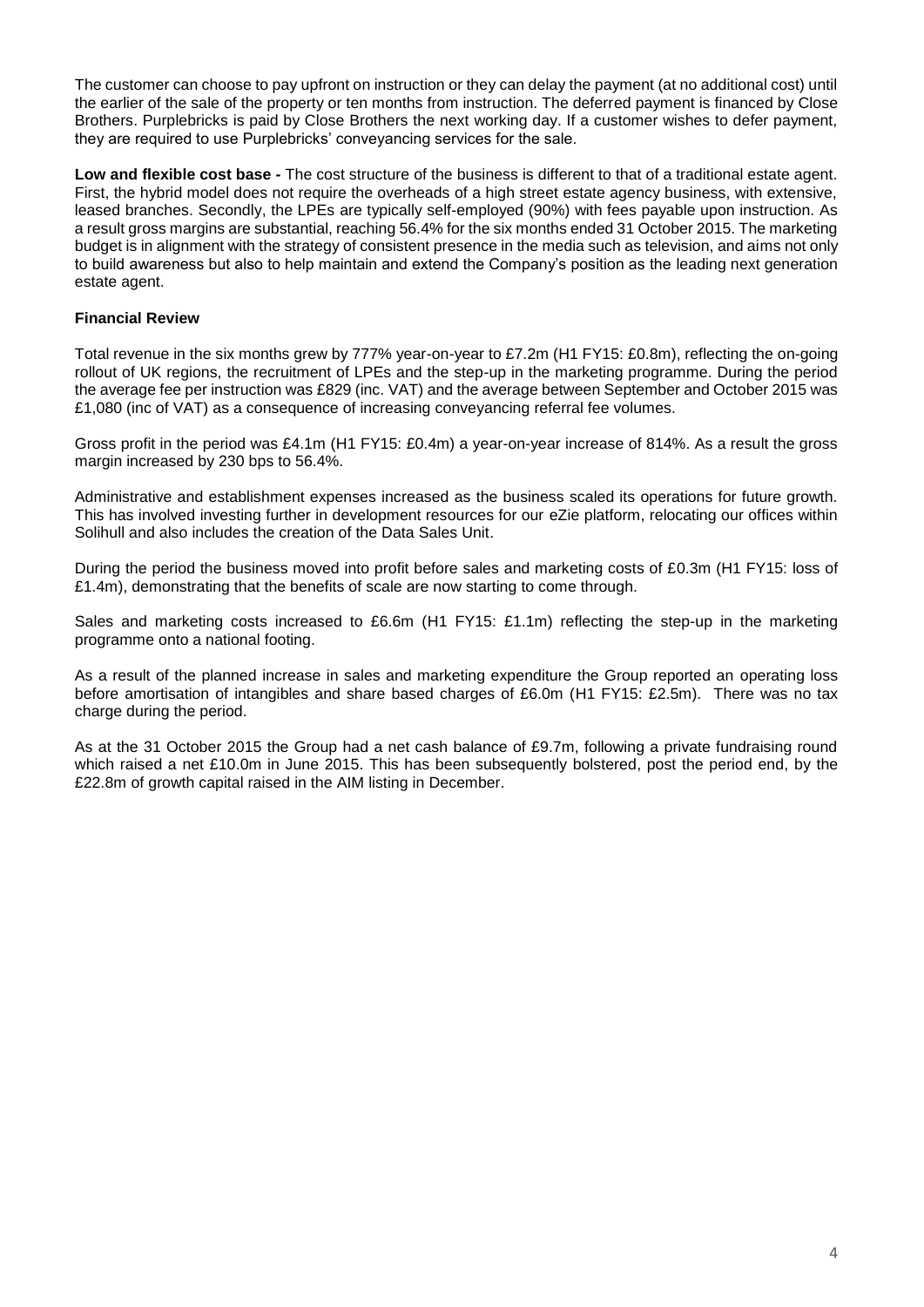The customer can choose to pay upfront on instruction or they can delay the payment (at no additional cost) until the earlier of the sale of the property or ten months from instruction. The deferred payment is financed by Close Brothers. Purplebricks is paid by Close Brothers the next working day. If a customer wishes to defer payment, they are required to use Purplebricks' conveyancing services for the sale.

**Low and flexible cost base -** The cost structure of the business is different to that of a traditional estate agent. First, the hybrid model does not require the overheads of a high street estate agency business, with extensive, leased branches. Secondly, the LPEs are typically self-employed (90%) with fees payable upon instruction. As a result gross margins are substantial, reaching 56.4% for the six months ended 31 October 2015. The marketing budget is in alignment with the strategy of consistent presence in the media such as television, and aims not only to build awareness but also to help maintain and extend the Company's position as the leading next generation estate agent.

**Financial Review**

Total revenue in the six months grew by 777% year-on-year to £7.2m (H1 FY15: £0.8m), reflecting the on-going rollout of UK regions, the recruitment of LPEs and the step-up in the marketing programme. During the period the average fee per instruction was £829 (inc. VAT) and the average between September and October 2015 was £1,080 (inc of VAT) as a consequence of increasing conveyancing referral fee volumes.

Gross profit in the period was £4.1m (H1 FY15: £0.4m) a year-on-year increase of 814%. As a result the gross margin increased by 230 bps to 56.4%.

Administrative and establishment expenses increased as the business scaled its operations for future growth. This has involved investing further in development resources for our eZie platform, relocating our offices within Solihull and also includes the creation of the Data Sales Unit.

During the period the business moved into profit before sales and marketing costs of £0.3m (H1 FY15: loss of £1.4m), demonstrating that the benefits of scale are now starting to come through.

Sales and marketing costs increased to £6.6m (H1 FY15: £1.1m) reflecting the step-up in the marketing programme onto a national footing.

As a result of the planned increase in sales and marketing expenditure the Group reported an operating loss before amortisation of intangibles and share based charges of £6.0m (H1 FY15: £2.5m). There was no tax charge during the period.

As at the 31 October 2015 the Group had a net cash balance of £9.7m, following a private fundraising round which raised a net £10.0m in June 2015. This has been subsequently bolstered, post the period end, by the £22.8m of growth capital raised in the AIM listing in December.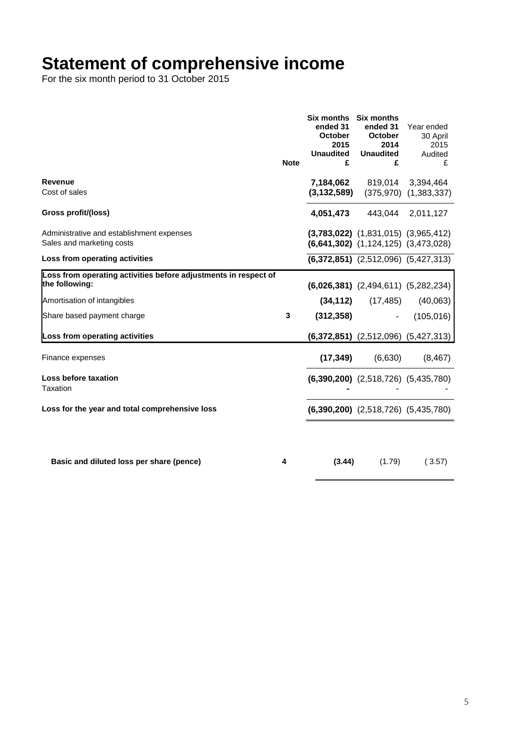# Statement of comprehensive income

For the six month period to 31 October 2015

| | Note | Six months ended 31 October 2015 Unaudited £ | Six months ended 31 October 2014 Unaudited £ | Year ended 30 April 2015 Audited £ |
|---|---|---|---|---|
| **Revenue** | | **7,184,062** | 819,014 | 3,394,464 |
| Cost of sales | | **(3,132,589)** | (375,970) | (1,383,337) |
| **Gross profit/(loss)** | | **4,051,473** | 443,044 | 2,011,127 |
| Administrative and establishment expenses | | **(3,783,022)** | (1,831,015) | (3,965,412) |
| Sales and marketing costs | | **(6,641,302)** | (1,124,125) | (3,473,028) |
| **Loss from operating activities** | | **(6,372,851)** | (2,512,096) | (5,427,313) |
| **Loss from operating activities before adjustments in respect of the following:** | | **(6,026,381)** | (2,494,611) | (5,282,234) |
| Amortisation of intangibles | | **(34,112)** | (17,485) | (40,063) |
| Share based payment charge | 3 | **(312,358)** | - | (105,016) |
| **Loss from operating activities** | | **(6,372,851)** | (2,512,096) | (5,427,313) |
| Finance expenses | | **(17,349)** | (6,630) | (8,467) |
| **Loss before taxation** | | **(6,390,200)** | (2,518,726) | (5,435,780) |
| Taxation | | **-** | - | - |
| **Loss for the year and total comprehensive loss** | | **(6,390,200)** | (2,518,726) | (5,435,780) |
| **Basic and diluted loss per share (pence)** | 4 | **(3.44)** | (1.79) | ( 3.57) |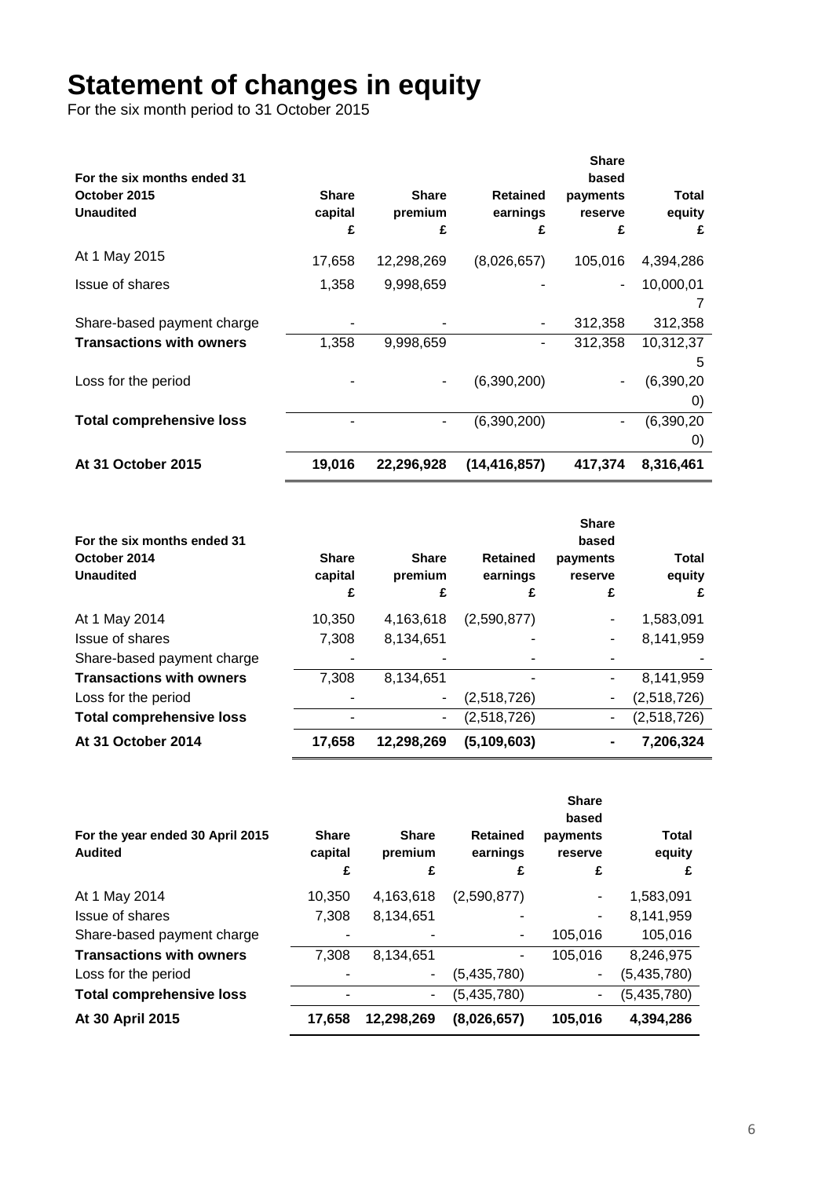# Statement of changes in equity

For the six month period to 31 October 2015

| For the six months ended 31 October 2015 Unaudited | Share capital £ | Share premium £ | Retained earnings £ | Share based payments reserve £ | Total equity £ |
|---|---|---|---|---|---|
| At 1 May 2015 | 17,658 | 12,298,269 | (8,026,657) | 105,016 | 4,394,286 |
| Issue of shares | 1,358 | 9,998,659 | - | - | 10,000,017 |
| Share-based payment charge | - | - | - | 312,358 | 312,358 |
| **Transactions with owners** | 1,358 | 9,998,659 | - | 312,358 | 10,312,375 |
| Loss for the period | - | - | (6,390,200) | - | (6,390,200) |
| **Total comprehensive loss** | - | - | (6,390,200) | - | (6,390,200) |
| **At 31 October 2015** | **19,016** | **22,296,928** | **(14,416,857)** | **417,374** | **8,316,461** |

| For the six months ended 31 October 2014 Unaudited | Share capital £ | Share premium £ | Retained earnings £ | Share based payments reserve £ | Total equity £ |
|---|---|---|---|---|---|
| At 1 May 2014 | 10,350 | 4,163,618 | (2,590,877) | - | 1,583,091 |
| Issue of shares | 7,308 | 8,134,651 | - | - | 8,141,959 |
| Share-based payment charge | - | - | - | - | - |
| **Transactions with owners** | 7,308 | 8,134,651 | - | - | 8,141,959 |
| Loss for the period | - | - | (2,518,726) | - | (2,518,726) |
| **Total comprehensive loss** | - | - | (2,518,726) | - | (2,518,726) |
| **At 31 October 2014** | **17,658** | **12,298,269** | **(5,109,603)** | **-** | **7,206,324** |

| For the year ended 30 April 2015 Audited | Share capital £ | Share premium £ | Retained earnings £ | Share based payments reserve £ | Total equity £ |
|---|---|---|---|---|---|
| At 1 May 2014 | 10,350 | 4,163,618 | (2,590,877) | - | 1,583,091 |
| Issue of shares | 7,308 | 8,134,651 | - | - | 8,141,959 |
| Share-based payment charge | - | - | - | 105,016 | 105,016 |
| **Transactions with owners** | 7,308 | 8,134,651 | - | 105,016 | 8,246,975 |
| Loss for the period | - | - | (5,435,780) | - | (5,435,780) |
| **Total comprehensive loss** | - | - | (5,435,780) | - | (5,435,780) |
| **At 30 April 2015** | **17,658** | **12,298,269** | **(8,026,657)** | **105,016** | **4,394,286** |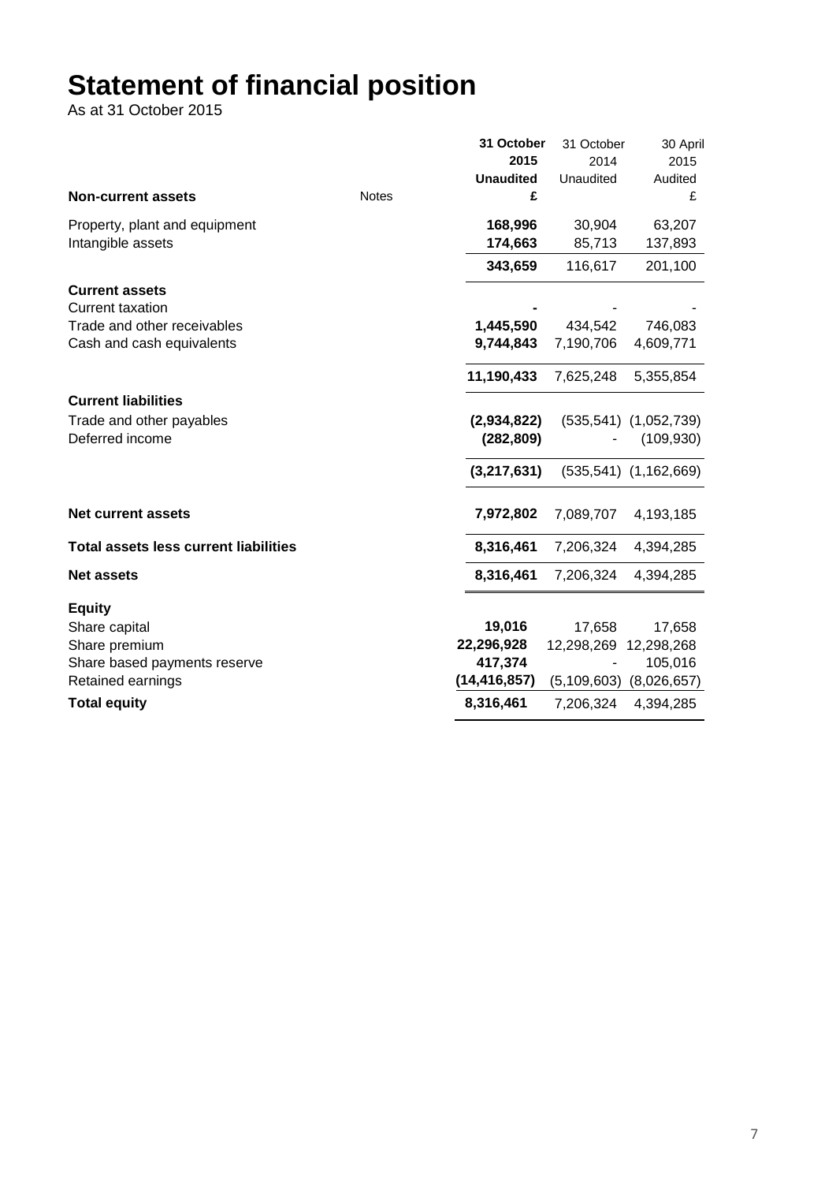# Statement of financial position

As at 31 October 2015

| Non-current assets | Notes | 31 October 2015 Unaudited £ | 31 October 2014 Unaudited | 30 April 2015 Audited £ |
|---|---|---|---|---|
| Property, plant and equipment | | **168,996** | 30,904 | 63,207 |
| Intangible assets | | **174,663** | 85,713 | 137,893 |
| | | **343,659** | 116,617 | 201,100 |
| **Current assets** | | | | |
| Current taxation | | **-** | - | - |
| Trade and other receivables | | **1,445,590** | 434,542 | 746,083 |
| Cash and cash equivalents | | **9,744,843** | 7,190,706 | 4,609,771 |
| | | **11,190,433** | 7,625,248 | 5,355,854 |
| **Current liabilities** | | | | |
| Trade and other payables | | **(2,934,822)** | (535,541) | (1,052,739) |
| Deferred income | | **(282,809)** | - | (109,930) |
| | | **(3,217,631)** | (535,541) | (1,162,669) |
| **Net current assets** | | **7,972,802** | 7,089,707 | 4,193,185 |
| **Total assets less current liabilities** | | **8,316,461** | 7,206,324 | 4,394,285 |
| **Net assets** | | **8,316,461** | 7,206,324 | 4,394,285 |
| **Equity** | | | | |
| Share capital | | **19,016** | 17,658 | 17,658 |
| Share premium | | **22,296,928** | 12,298,269 | 12,298,268 |
| Share based payments reserve | | **417,374** | - | 105,016 |
| Retained earnings | | **(14,416,857)** | (5,109,603) | (8,026,657) |
| **Total equity** | | **8,316,461** | 7,206,324 | 4,394,285 |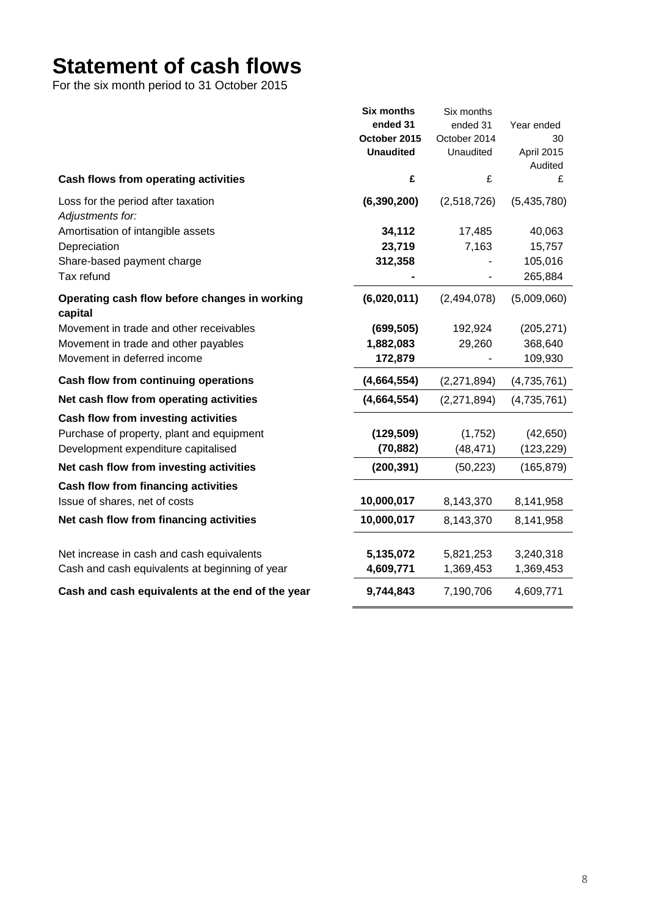# Statement of cash flows

For the six month period to 31 October 2015

| | **Six months ended 31 October 2015 Unaudited** | Six months ended 31 October 2014 Unaudited | Year ended 30 April 2015 Audited |
|---|---|---|---|
| **Cash flows from operating activities** | **£** | £ | £ |
| Loss for the period after taxation | **(6,390,200)** | (2,518,726) | (5,435,780) |
| *Adjustments for:* | | | |
| Amortisation of intangible assets | **34,112** | 17,485 | 40,063 |
| Depreciation | **23,719** | 7,163 | 15,757 |
| Share-based payment charge | **312,358** | - | 105,016 |
| Tax refund | **-** | - | 265,884 |
| **Operating cash flow before changes in working capital** | **(6,020,011)** | (2,494,078) | (5,009,060) |
| Movement in trade and other receivables | **(699,505)** | 192,924 | (205,271) |
| Movement in trade and other payables | **1,882,083** | 29,260 | 368,640 |
| Movement in deferred income | **172,879** | - | 109,930 |
| **Cash flow from continuing operations** | **(4,664,554)** | (2,271,894) | (4,735,761) |
| **Net cash flow from operating activities** | **(4,664,554)** | (2,271,894) | (4,735,761) |
| **Cash flow from investing activities** | | | |
| Purchase of property, plant and equipment | **(129,509)** | (1,752) | (42,650) |
| Development expenditure capitalised | **(70,882)** | (48,471) | (123,229) |
| **Net cash flow from investing activities** | **(200,391)** | (50,223) | (165,879) |
| **Cash flow from financing activities** | | | |
| Issue of shares, net of costs | **10,000,017** | 8,143,370 | 8,141,958 |
| **Net cash flow from financing activities** | **10,000,017** | 8,143,370 | 8,141,958 |
| Net increase in cash and cash equivalents | **5,135,072** | 5,821,253 | 3,240,318 |
| Cash and cash equivalents at beginning of year | **4,609,771** | 1,369,453 | 1,369,453 |
| **Cash and cash equivalents at the end of the year** | **9,744,843** | 7,190,706 | 4,609,771 |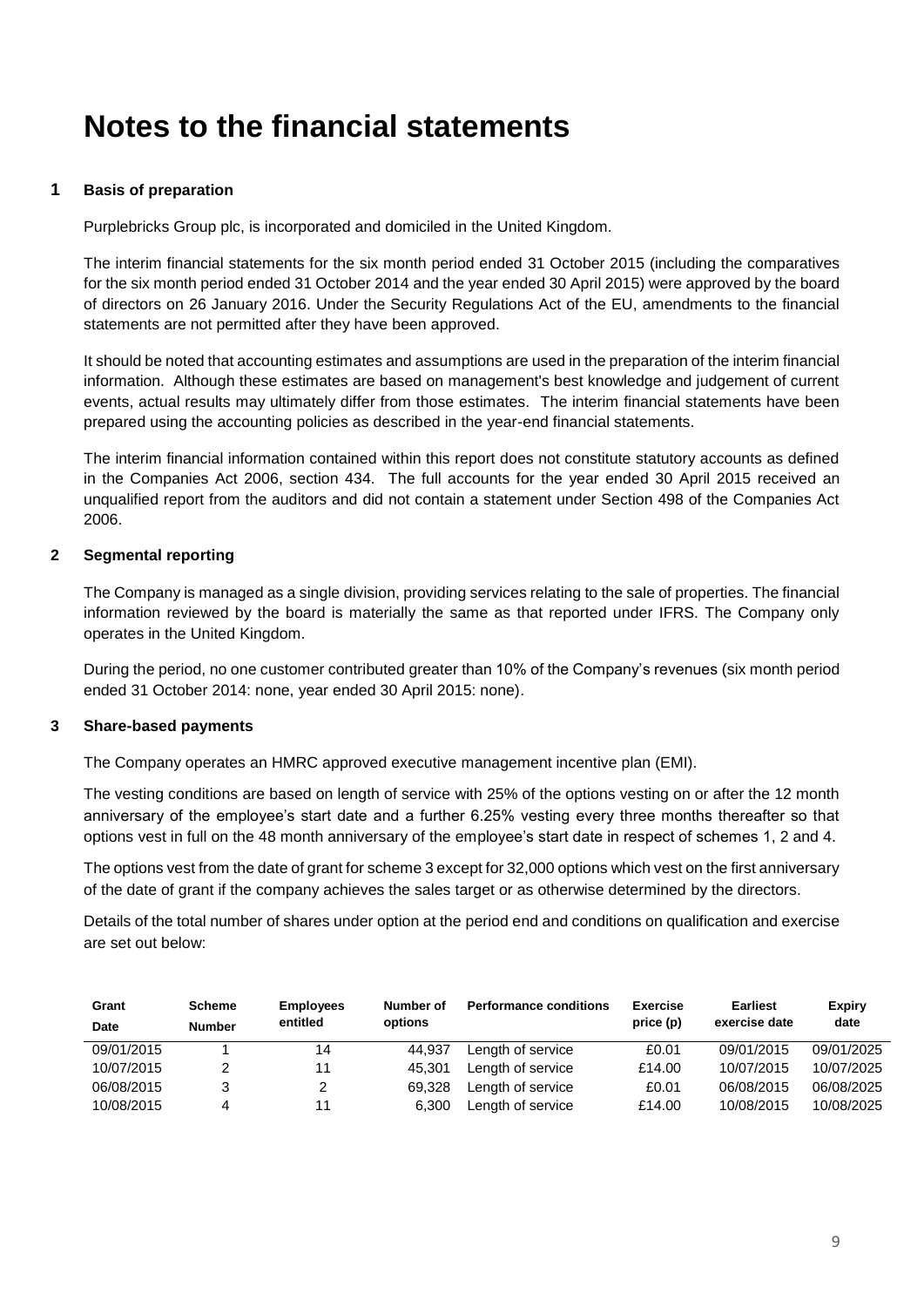# Notes to the financial statements

### 1 Basis of preparation

Purplebricks Group plc, is incorporated and domiciled in the United Kingdom.

The interim financial statements for the six month period ended 31 October 2015 (including the comparatives for the six month period ended 31 October 2014 and the year ended 30 April 2015) were approved by the board of directors on 26 January 2016. Under the Security Regulations Act of the EU, amendments to the financial statements are not permitted after they have been approved.

It should be noted that accounting estimates and assumptions are used in the preparation of the interim financial information. Although these estimates are based on management's best knowledge and judgement of current events, actual results may ultimately differ from those estimates. The interim financial statements have been prepared using the accounting policies as described in the year-end financial statements.

The interim financial information contained within this report does not constitute statutory accounts as defined in the Companies Act 2006, section 434. The full accounts for the year ended 30 April 2015 received an unqualified report from the auditors and did not contain a statement under Section 498 of the Companies Act 2006.

### 2 Segmental reporting

The Company is managed as a single division, providing services relating to the sale of properties. The financial information reviewed by the board is materially the same as that reported under IFRS. The Company only operates in the United Kingdom.

During the period, no one customer contributed greater than 10% of the Company's revenues (six month period ended 31 October 2014: none, year ended 30 April 2015: none).

### 3 Share-based payments

The Company operates an HMRC approved executive management incentive plan (EMI).

The vesting conditions are based on length of service with 25% of the options vesting on or after the 12 month anniversary of the employee's start date and a further 6.25% vesting every three months thereafter so that options vest in full on the 48 month anniversary of the employee's start date in respect of schemes 1, 2 and 4.

The options vest from the date of grant for scheme 3 except for 32,000 options which vest on the first anniversary of the date of grant if the company achieves the sales target or as otherwise determined by the directors.

Details of the total number of shares under option at the period end and conditions on qualification and exercise are set out below:

| Grant Date | Scheme Number | Employees entitled | Number of options | Performance conditions | Exercise price (p) | Earliest exercise date | Expiry date |
|---|---|---|---|---|---|---|---|
| 09/01/2015 | 1 | 14 | 44,937 | Length of service | £0.01 | 09/01/2015 | 09/01/2025 |
| 10/07/2015 | 2 | 11 | 45,301 | Length of service | £14.00 | 10/07/2015 | 10/07/2025 |
| 06/08/2015 | 3 | 2 | 69,328 | Length of service | £0.01 | 06/08/2015 | 06/08/2025 |
| 10/08/2015 | 4 | 11 | 6,300 | Length of service | £14.00 | 10/08/2015 | 10/08/2025 |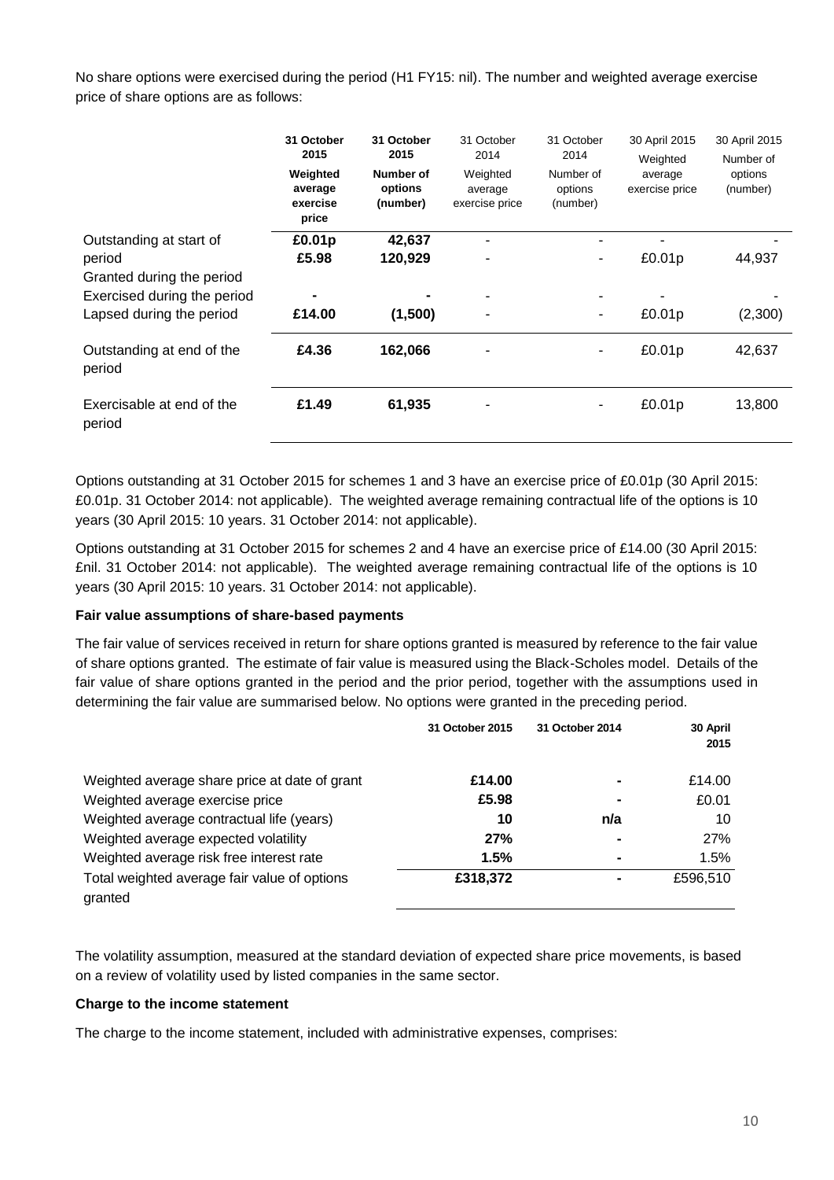No share options were exercised during the period (H1 FY15: nil). The number and weighted average exercise price of share options are as follows:

| | **31 October 2015 Weighted average exercise price** | **31 October 2015 Number of options (number)** | 31 October 2014 Weighted average exercise price | 31 October 2014 Number of options (number) | 30 April 2015 Weighted average exercise price | 30 April 2015 Number of options (number) |
|---|---|---|---|---|---|---|
| Outstanding at start of period | **£0.01p** | **42,637** | - | - | - | - |
| Granted during the period | **£5.98** | **120,929** | - | - | £0.01p | 44,937 |
| Exercised during the period | **-** | **-** | - | - | - | - |
| Lapsed during the period | **£14.00** | **(1,500)** | - | - | £0.01p | (2,300) |
| Outstanding at end of the period | **£4.36** | **162,066** | - | - | £0.01p | 42,637 |
| Exercisable at end of the period | **£1.49** | **61,935** | - | - | £0.01p | 13,800 |

Options outstanding at 31 October 2015 for schemes 1 and 3 have an exercise price of £0.01p (30 April 2015: £0.01p. 31 October 2014: not applicable). The weighted average remaining contractual life of the options is 10 years (30 April 2015: 10 years. 31 October 2014: not applicable).

Options outstanding at 31 October 2015 for schemes 2 and 4 have an exercise price of £14.00 (30 April 2015: £nil. 31 October 2014: not applicable). The weighted average remaining contractual life of the options is 10 years (30 April 2015: 10 years. 31 October 2014: not applicable).

**Fair value assumptions of share-based payments**

The fair value of services received in return for share options granted is measured by reference to the fair value of share options granted. The estimate of fair value is measured using the Black-Scholes model. Details of the fair value of share options granted in the period and the prior period, together with the assumptions used in determining the fair value are summarised below. No options were granted in the preceding period.

| | **31 October 2015** | **31 October 2014** | **30 April 2015** |
|---|---|---|---|
| Weighted average share price at date of grant | **£14.00** | **-** | £14.00 |
| Weighted average exercise price | **£5.98** | **-** | £0.01 |
| Weighted average contractual life (years) | **10** | **n/a** | 10 |
| Weighted average expected volatility | **27%** | **-** | 27% |
| Weighted average risk free interest rate | **1.5%** | **-** | 1.5% |
| Total weighted average fair value of options granted | **£318,372** | **-** | £596,510 |

The volatility assumption, measured at the standard deviation of expected share price movements, is based on a review of volatility used by listed companies in the same sector.

**Charge to the income statement**

The charge to the income statement, included with administrative expenses, comprises: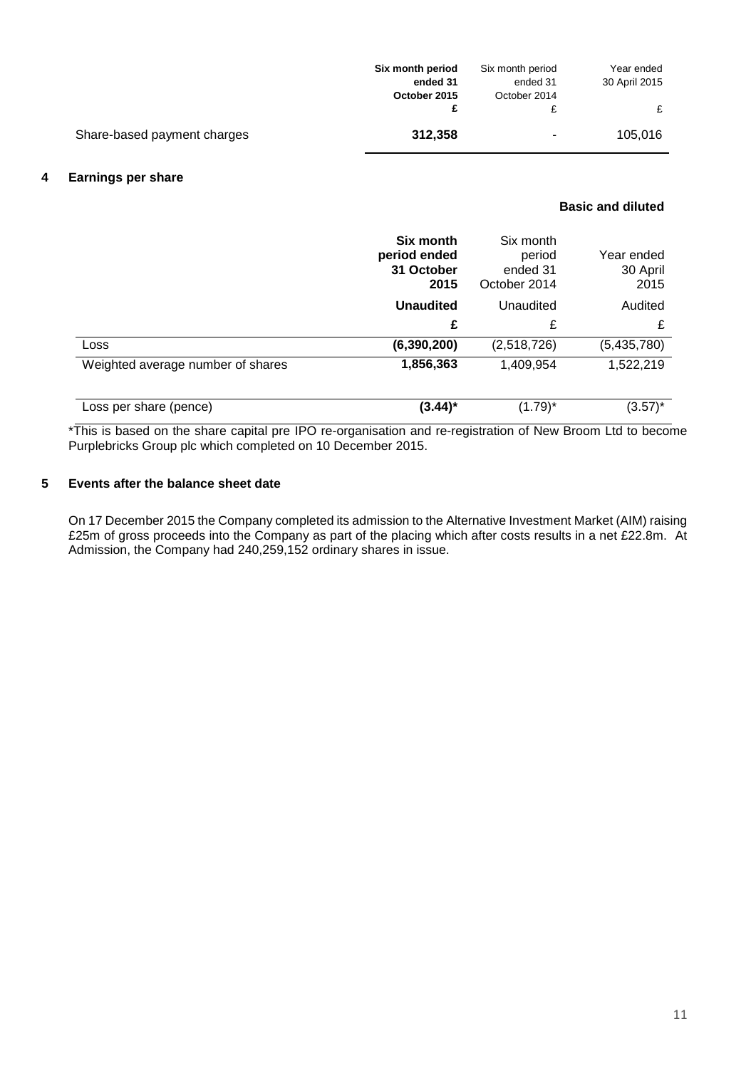| | Six month period ended 31 October 2015 | Six month period ended 31 October 2014 | Year ended 30 April 2015 |
|---|---|---|---|
| | **£** | £ | £ |
| Share-based payment charges | **312,358** | - | 105,016 |

## 4 Earnings per share

**Basic and diluted**

| | Six month period ended 31 October 2015 | Six month period ended 31 October 2014 | Year ended 30 April 2015 |
|---|---|---|---|
| | **Unaudited** | Unaudited | Audited |
| | **£** | £ | £ |
| Loss | **(6,390,200)** | (2,518,726) | (5,435,780) |
| Weighted average number of shares | **1,856,363** | 1,409,954 | 1,522,219 |
| Loss per share (pence) | **(3.44)*** | (1.79)* | (3.57)* |

*This is based on the share capital pre IPO re-organisation and re-registration of New Broom Ltd to become Purplebricks Group plc which completed on 10 December 2015.

## 5 Events after the balance sheet date

On 17 December 2015 the Company completed its admission to the Alternative Investment Market (AIM) raising £25m of gross proceeds into the Company as part of the placing which after costs results in a net £22.8m. At Admission, the Company had 240,259,152 ordinary shares in issue.